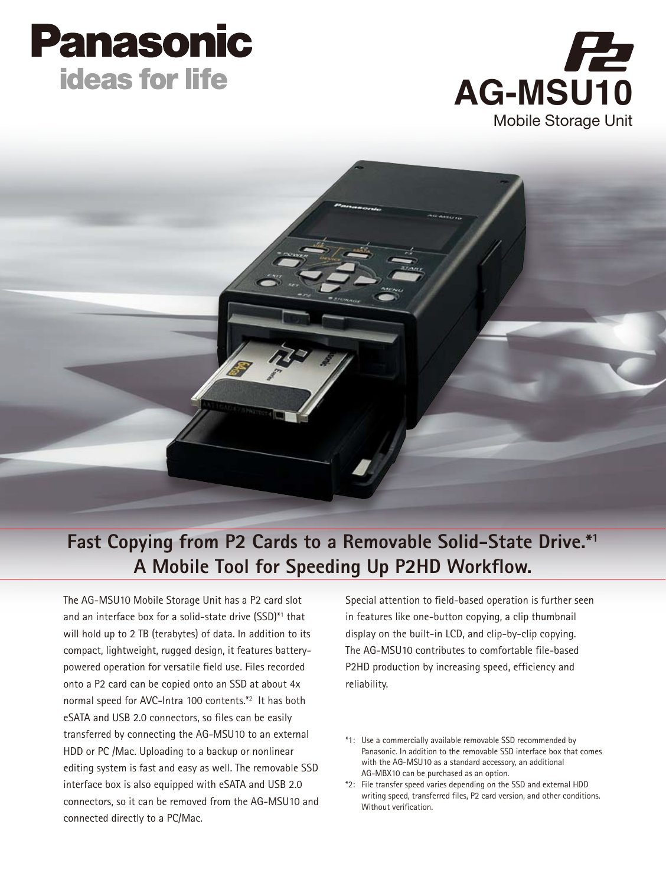Panasonic
ideas for life

# AG-MSU10

Mobile Storage Unit

## Fast Copying from P2 Cards to a Removable Solid-State Drive.*1 A Mobile Tool for Speeding Up P2HD Workflow.

The AG-MSU10 Mobile Storage Unit has a P2 card slot and an interface box for a solid-state drive (SSD)*1 that will hold up to 2 TB (terabytes) of data. In addition to its compact, lightweight, rugged design, it features battery-powered operation for versatile field use. Files recorded onto a P2 card can be copied onto an SSD at about 4x normal speed for AVC-Intra 100 contents.*2 It has both eSATA and USB 2.0 connectors, so files can be easily transferred by connecting the AG-MSU10 to an external HDD or PC /Mac. Uploading to a backup or nonlinear editing system is fast and easy as well. The removable SSD interface box is also equipped with eSATA and USB 2.0 connectors, so it can be removed from the AG-MSU10 and connected directly to a PC/Mac.

Special attention to field-based operation is further seen in features like one-button copying, a clip thumbnail display on the built-in LCD, and clip-by-clip copying. The AG-MSU10 contributes to comfortable file-based P2HD production by increasing speed, efficiency and reliability.

*1: Use a commercially available removable SSD recommended by Panasonic. In addition to the removable SSD interface box that comes with the AG-MSU10 as a standard accessory, an additional AG-MBX10 can be purchased as an option.

*2: File transfer speed varies depending on the SSD and external HDD writing speed, transferred files, P2 card version, and other conditions. Without verification.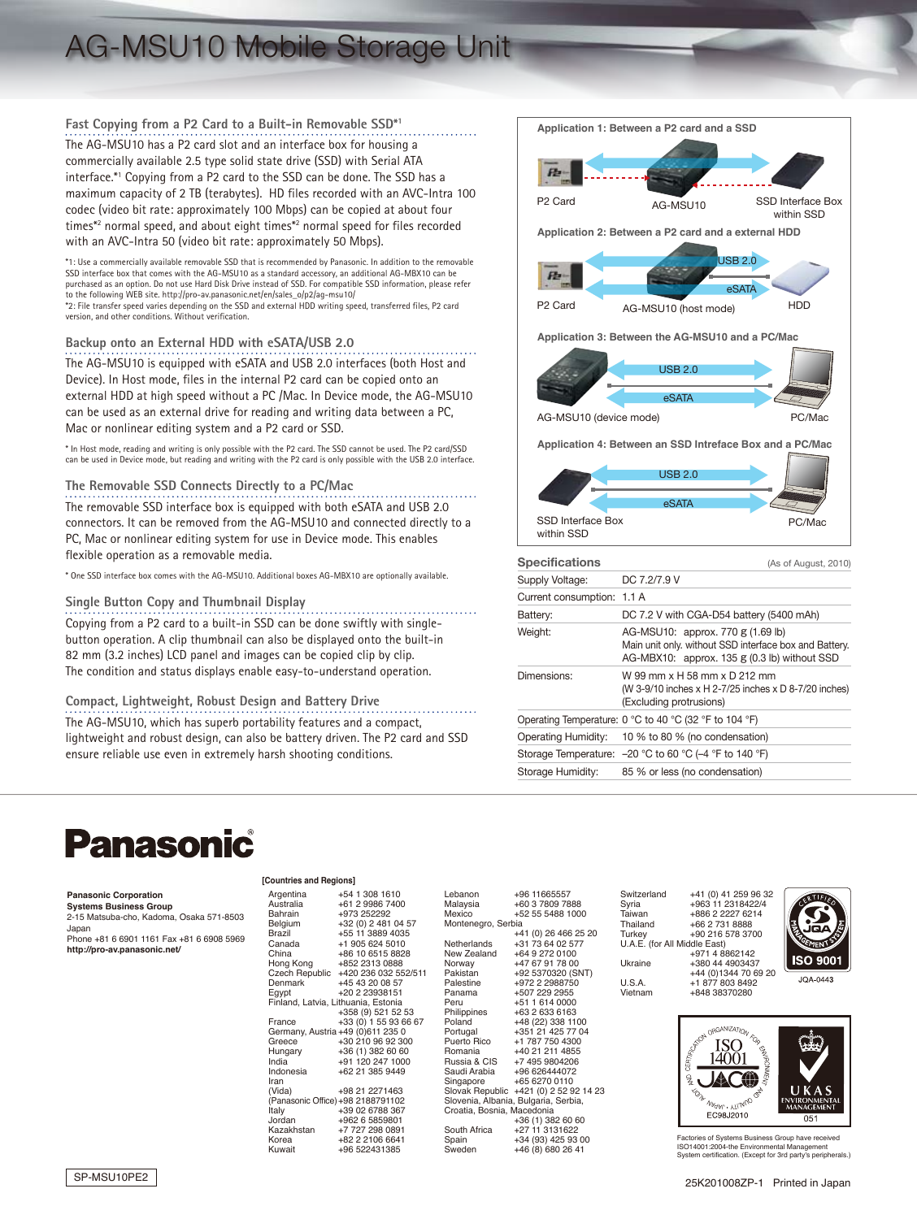# AG-MSU10 Mobile Storage Unit

## Fast Copying from a P2 Card to a Built-in Removable SSD*[1]

The AG-MSU10 has a P2 card slot and an interface box for housing a commercially available 2.5 type solid state drive (SSD) with Serial ATA interface.*[1] Copying from a P2 card to the SSD can be done. The SSD has a maximum capacity of 2 TB (terabytes). HD files recorded with an AVC-Intra 100 codec (video bit rate: approximately 100 Mbps) can be copied at about four times*[2] normal speed, and about eight times*[2] normal speed for files recorded with an AVC-Intra 50 (video bit rate: approximately 50 Mbps).

*1: Use a commercially available removable SSD that is recommended by Panasonic. In addition to the removable SSD interface box that comes with the AG-MSU10 as a standard accessory, an additional AG-MBX10 can be purchased as an option. Do not use Hard Disk Drive instead of SSD. For compatible SSD information, please refer to the following WEB site. http://pro-av.panasonic.net/en/sales_o/p2/ag-msu10/
*2: File transfer speed varies depending on the SSD and external HDD writing speed, transferred files, P2 card version, and other conditions. Without verification.

## Backup onto an External HDD with eSATA/USB 2.0

The AG-MSU10 is equipped with eSATA and USB 2.0 interfaces (both Host and Device). In Host mode, files in the internal P2 card can be copied onto an external HDD at high speed without a PC /Mac. In Device mode, the AG-MSU10 can be used as an external drive for reading and writing data between a PC, Mac or nonlinear editing system and a P2 card or SSD.

* In Host mode, reading and writing is only possible with the P2 card. The SSD cannot be used. The P2 card/SSD can be used in Device mode, but reading and writing with the P2 card is only possible with the USB 2.0 interface.

## The Removable SSD Connects Directly to a PC/Mac

The removable SSD interface box is equipped with both eSATA and USB 2.0 connectors. It can be removed from the AG-MSU10 and connected directly to a PC, Mac or nonlinear editing system for use in Device mode. This enables flexible operation as a removable media.

* One SSD interface box comes with the AG-MSU10. Additional boxes AG-MBX10 are optionally available.

## Single Button Copy and Thumbnail Display

Copying from a P2 card to a built-in SSD can be done swiftly with single-button operation. A clip thumbnail can also be displayed onto the built-in 82 mm (3.2 inches) LCD panel and images can be copied clip by clip.
The condition and status displays enable easy-to-understand operation.

## Compact, Lightweight, Robust Design and Battery Drive

The AG-MSU10, which has superb portability features and a compact, lightweight and robust design, can also be battery driven. The P2 card and SSD ensure reliable use even in extremely harsh shooting conditions.

**Application 1: Between a P2 card and a SSD**

P2 Card
AG-MSU10
SSD Interface Box within SSD

**Application 2: Between a P2 card and a external HDD**

USB 2.0
eSATA
P2 Card
AG-MSU10 (host mode)
HDD

**Application 3: Between the AG-MSU10 and a PC/Mac**

USB 2.0
eSATA
AG-MSU10 (device mode)
PC/Mac

**Application 4: Between an SSD Intreface Box and a PC/Mac**

USB 2.0
eSATA
SSD Interface Box within SSD
PC/Mac

## Specifications

(As of August, 2010)

| | |
|---|---|
| Supply Voltage: | DC 7.2/7.9 V |
| Current consumption: | 1.1 A |
| Battery: | DC 7.2 V with CGA-D54 battery (5400 mAh) |
| Weight: | AG-MSU10: approx. 770 g (1.69 lb)<br>Main unit only. without SSD interface box and Battery.<br>AG-MBX10: approx. 135 g (0.3 lb) without SSD |
| Dimensions: | W 99 mm x H 58 mm x D 212 mm<br>(W 3-9/10 inches x H 2-7/25 inches x D 8-7/20 inches)<br>(Excluding protrusions) |
| Operating Temperature: | 0 °C to 40 °C (32 °F to 104 °F) |
| Operating Humidity: | 10 % to 80 % (no condensation) |
| Storage Temperature: | –20 °C to 60 °C (–4 °F to 140 °F) |
| Storage Humidity: | 85 % or less (no condensation) |

**Panasonic**

**Panasonic Corporation**
**Systems Business Group**
2-15 Matsuba-cho, Kadoma, Osaka 571-8503
Japan
Phone +81 6 6901 1161 Fax +81 6 6908 5969
**http://pro-av.panasonic.net/**

**[Countries and Regions]**

| | |
|---|---|
| Argentina | +54 1 308 1610 |
| Australia | +61 2 9986 7400 |
| Bahrain | +973 252292 |
| Belgium | +32 (0) 2 481 04 57 |
| Brazil | +55 11 3889 4035 |
| Canada | +1 905 624 5010 |
| China | +86 10 6515 8828 |
| Hong Kong | +852 2313 0888 |
| Czech Republic | +420 236 032 552/511 |
| Denmark | +45 43 20 08 57 |
| Egypt | +20 2 23938151 |
| Finland, Latvia, Lithuania, Estonia | +358 (9) 521 52 53 |
| France | +33 (0) 1 55 93 66 67 |
| Germany, Austria | +49 (0)611 235 0 |
| Greece | +30 210 96 92 300 |
| Hungary | +36 (1) 382 60 60 |
| India | +91 120 247 1000 |
| Indonesia | +62 21 385 9449 |
| Iran (Vida) | +98 21 2271463 |
| Iran (Panasonic Office) | +98 2188791102 |
| Italy | +39 02 6788 367 |
| Jordan | +962 6 5859801 |
| Kazakhstan | +7 727 298 0891 |
| Korea | +82 2 2106 6641 |
| Kuwait | +96 522431385 |
| Lebanon | +96 11665557 |
| Malaysia | +60 3 7809 7888 |
| Mexico | +52 55 5488 1000 |
| Montenegro, Serbia | +41 (0) 26 466 25 20 |
| Netherlands | +31 73 64 02 577 |
| New Zealand | +64 9 272 0100 |
| Norway | +47 67 91 78 00 |
| Pakistan | +92 5370320 (SNT) |
| Palestine | +972 2 2988750 |
| Panama | +507 229 2955 |
| Peru | +51 1 614 0000 |
| Philippines | +63 2 633 6163 |
| Poland | +48 (22) 338 1100 |
| Portugal | +351 21 425 77 04 |
| Puerto Rico | +1 787 750 4300 |
| Romania | +40 21 211 4855 |
| Russia & CIS | +7 495 9804206 |
| Saudi Arabia | +96 626444072 |
| Singapore | +65 6270 0110 |
| Slovak Republic | +421 (0) 2 52 92 14 23 |
| Slovenia, Albania, Bulgaria, Serbia, Croatia, Bosnia, Macedonia | +36 (1) 382 60 60 |
| South Africa | +27 11 3131622 |
| Spain | +34 (93) 425 93 00 |
| Sweden | +46 (8) 680 26 41 |
| Switzerland | +41 (0) 41 259 96 32 |
| Syria | +963 11 2318422/4 |
| Taiwan | +886 2 2227 6214 |
| Thailand | +66 2 731 8888 |
| Turkey | +90 216 578 3700 |
| U.A.E. (for All Middle East) | +971 4 8862142 |
| Ukraine | +380 44 4903437<br>+44 (0)1344 70 69 20 |
| U.S.A. | +1 877 803 8492 |
| Vietnam | +848 38370280 |

ISO 9001
JQA-0443

ISO 14001
EC98J2010
UKAS ENVIRONMENTAL MANAGEMENT 051

Factories of Systems Business Group have received ISO14001:2004-the Environmental Management System certification. (Except for 3rd party's peripherals.)

SP-MSU10PE2

25K201008ZP-1 Printed in Japan